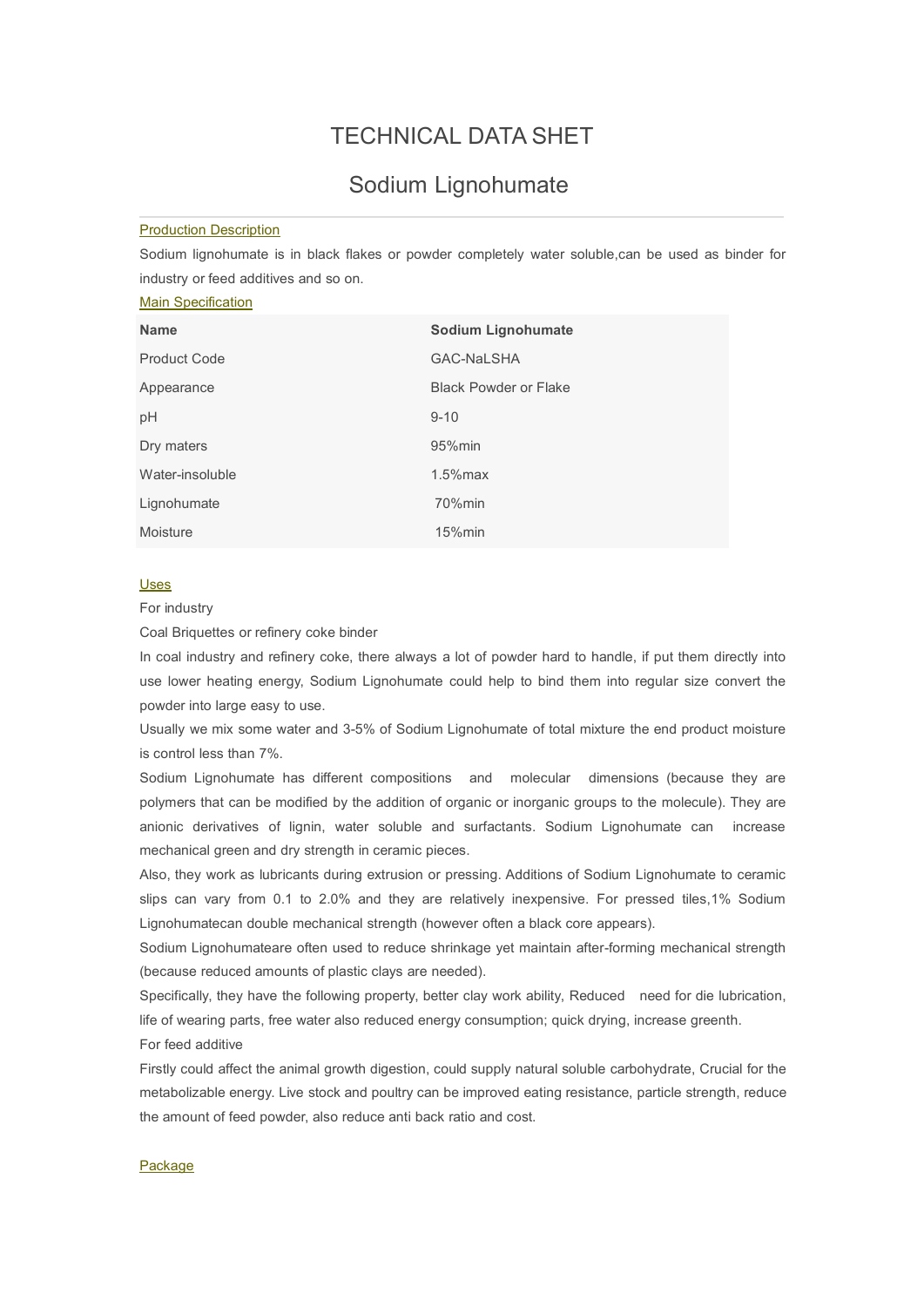# TECHNICAL DATA SHET

## Sodium Lignohumate

Production Description

Sodium lignohumate is in black flakes or powder completely water soluble,can be used as binder for industry or feed additives and so on.

Main Specification

| Name | Sodium Lignohumate |
|---|---|
| Product Code | GAC-NaLSHA |
| Appearance | Black Powder or Flake |
| pH | 9-10 |
| Dry maters | 95%min |
| Water-insoluble | 1.5%max |
| Lignohumate | 70%min |
| Moisture | 15%min |

Uses

For industry

Coal Briquettes or refinery coke binder

In coal industry and refinery coke, there always a lot of powder hard to handle, if put them directly into use lower heating energy, Sodium Lignohumate could help to bind them into regular size convert the powder into large easy to use.

Usually we mix some water and 3-5% of Sodium Lignohumate of total mixture the end product moisture is control less than 7%.

Sodium Lignohumate has different compositions and molecular dimensions (because they are polymers that can be modified by the addition of organic or inorganic groups to the molecule). They are anionic derivatives of lignin, water soluble and surfactants. Sodium Lignohumate can increase mechanical green and dry strength in ceramic pieces.

Also, they work as lubricants during extrusion or pressing. Additions of Sodium Lignohumate to ceramic slips can vary from 0.1 to 2.0% and they are relatively inexpensive. For pressed tiles,1% Sodium Lignohumatecan double mechanical strength (however often a black core appears).

Sodium Lignohumateare often used to reduce shrinkage yet maintain after-forming mechanical strength (because reduced amounts of plastic clays are needed).

Specifically, they have the following property, better clay work ability, Reduced need for die lubrication, life of wearing parts, free water also reduced energy consumption; quick drying, increase greenth.

For feed additive

Firstly could affect the animal growth digestion, could supply natural soluble carbohydrate, Crucial for the metabolizable energy. Live stock and poultry can be improved eating resistance, particle strength, reduce the amount of feed powder, also reduce anti back ratio and cost.

Package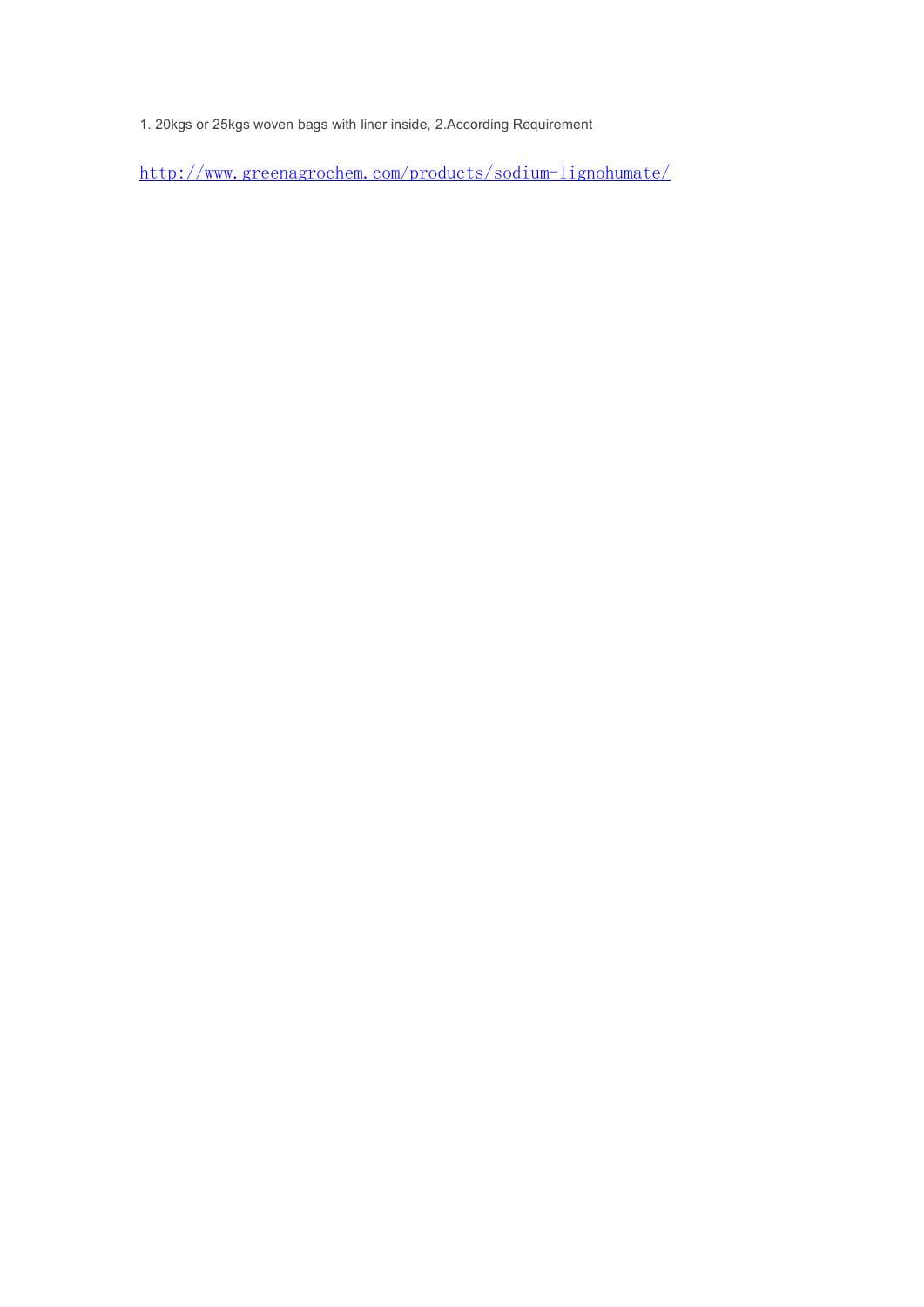1. 20kgs or 25kgs woven bags with liner inside, 2.According Requirement

http://www.greenagrochem.com/products/sodium-lignohumate/